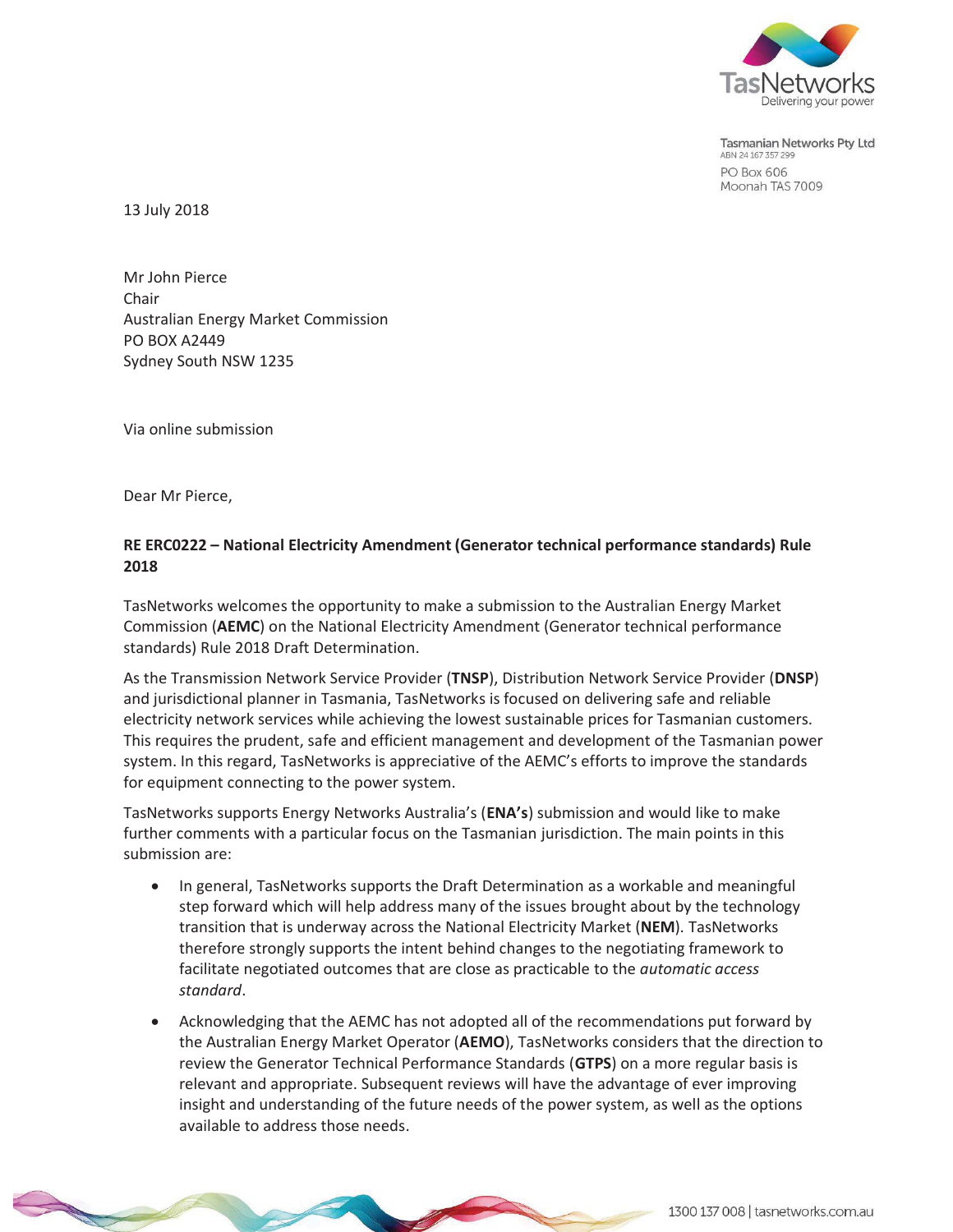Tasmanian Networks Pty Ltd
ABN 24 167 357 299
PO Box 606
Moonah TAS 7009

13 July 2018

Mr John Pierce
Chair
Australian Energy Market Commission
PO BOX A2449
Sydney South NSW 1235

Via online submission

Dear Mr Pierce,

**RE ERC0222 – National Electricity Amendment (Generator technical performance standards) Rule 2018**

TasNetworks welcomes the opportunity to make a submission to the Australian Energy Market Commission (**AEMC**) on the National Electricity Amendment (Generator technical performance standards) Rule 2018 Draft Determination.

As the Transmission Network Service Provider (**TNSP**), Distribution Network Service Provider (**DNSP**) and jurisdictional planner in Tasmania, TasNetworks is focused on delivering safe and reliable electricity network services while achieving the lowest sustainable prices for Tasmanian customers. This requires the prudent, safe and efficient management and development of the Tasmanian power system. In this regard, TasNetworks is appreciative of the AEMC's efforts to improve the standards for equipment connecting to the power system.

TasNetworks supports Energy Networks Australia's (**ENA's**) submission and would like to make further comments with a particular focus on the Tasmanian jurisdiction. The main points in this submission are:

- In general, TasNetworks supports the Draft Determination as a workable and meaningful step forward which will help address many of the issues brought about by the technology transition that is underway across the National Electricity Market (**NEM**). TasNetworks therefore strongly supports the intent behind changes to the negotiating framework to facilitate negotiated outcomes that are close as practicable to the *automatic access standard*.
- Acknowledging that the AEMC has not adopted all of the recommendations put forward by the Australian Energy Market Operator (**AEMO**), TasNetworks considers that the direction to review the Generator Technical Performance Standards (**GTPS**) on a more regular basis is relevant and appropriate. Subsequent reviews will have the advantage of ever improving insight and understanding of the future needs of the power system, as well as the options available to address those needs.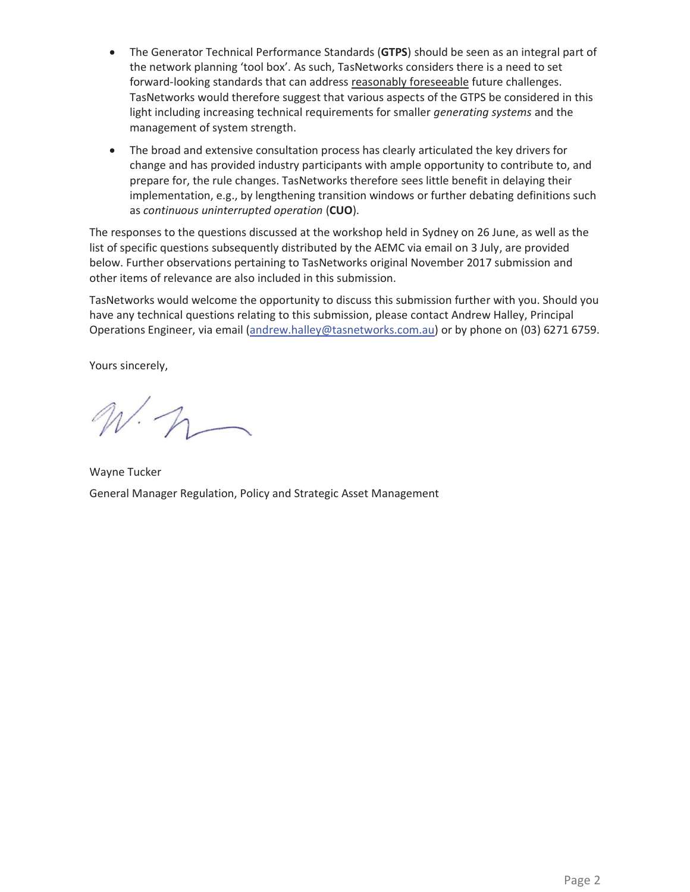- The Generator Technical Performance Standards (**GTPS**) should be seen as an integral part of the network planning 'tool box'. As such, TasNetworks considers there is a need to set forward-looking standards that can address reasonably foreseeable future challenges. TasNetworks would therefore suggest that various aspects of the GTPS be considered in this light including increasing technical requirements for smaller *generating systems* and the management of system strength.
- The broad and extensive consultation process has clearly articulated the key drivers for change and has provided industry participants with ample opportunity to contribute to, and prepare for, the rule changes. TasNetworks therefore sees little benefit in delaying their implementation, e.g., by lengthening transition windows or further debating definitions such as *continuous uninterrupted operation* (**CUO**).

The responses to the questions discussed at the workshop held in Sydney on 26 June, as well as the list of specific questions subsequently distributed by the AEMC via email on 3 July, are provided below. Further observations pertaining to TasNetworks original November 2017 submission and other items of relevance are also included in this submission.

TasNetworks would welcome the opportunity to discuss this submission further with you. Should you have any technical questions relating to this submission, please contact Andrew Halley, Principal Operations Engineer, via email (andrew.halley@tasnetworks.com.au) or by phone on (03) 6271 6759.

Yours sincerely,

Wayne Tucker

General Manager Regulation, Policy and Strategic Asset Management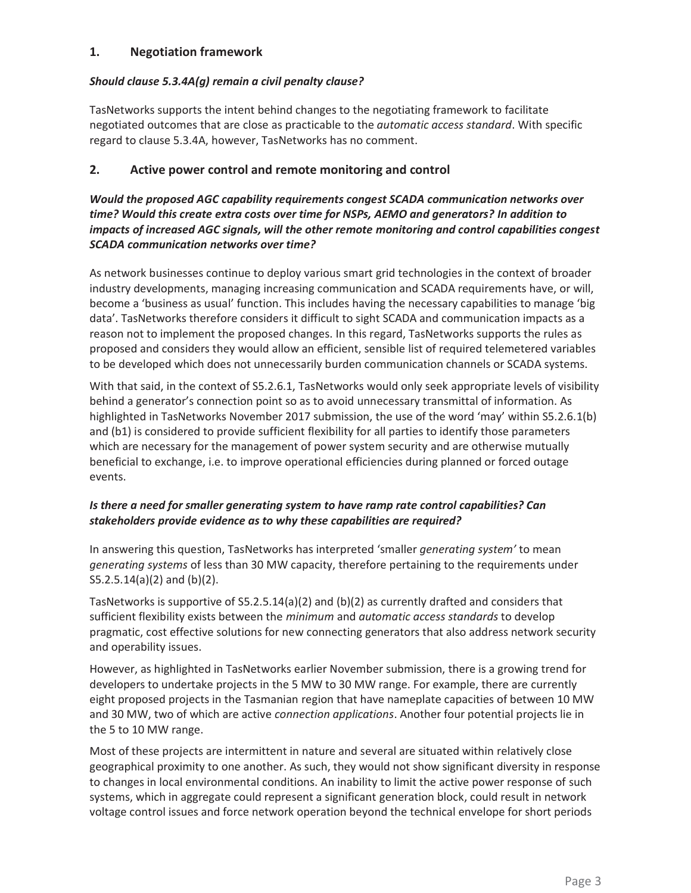## 1. Negotiation framework

***Should clause 5.3.4A(g) remain a civil penalty clause?***

TasNetworks supports the intent behind changes to the negotiating framework to facilitate negotiated outcomes that are close as practicable to the *automatic access standard*. With specific regard to clause 5.3.4A, however, TasNetworks has no comment.

## 2. Active power control and remote monitoring and control

***Would the proposed AGC capability requirements congest SCADA communication networks over time? Would this create extra costs over time for NSPs, AEMO and generators? In addition to impacts of increased AGC signals, will the other remote monitoring and control capabilities congest SCADA communication networks over time?***

As network businesses continue to deploy various smart grid technologies in the context of broader industry developments, managing increasing communication and SCADA requirements have, or will, become a 'business as usual' function. This includes having the necessary capabilities to manage 'big data'. TasNetworks therefore considers it difficult to sight SCADA and communication impacts as a reason not to implement the proposed changes. In this regard, TasNetworks supports the rules as proposed and considers they would allow an efficient, sensible list of required telemetered variables to be developed which does not unnecessarily burden communication channels or SCADA systems.

With that said, in the context of S5.2.6.1, TasNetworks would only seek appropriate levels of visibility behind a generator's connection point so as to avoid unnecessary transmittal of information. As highlighted in TasNetworks November 2017 submission, the use of the word 'may' within S5.2.6.1(b) and (b1) is considered to provide sufficient flexibility for all parties to identify those parameters which are necessary for the management of power system security and are otherwise mutually beneficial to exchange, i.e. to improve operational efficiencies during planned or forced outage events.

***Is there a need for smaller generating system to have ramp rate control capabilities? Can stakeholders provide evidence as to why these capabilities are required?***

In answering this question, TasNetworks has interpreted 'smaller *generating system*' to mean *generating systems* of less than 30 MW capacity, therefore pertaining to the requirements under S5.2.5.14(a)(2) and (b)(2).

TasNetworks is supportive of S5.2.5.14(a)(2) and (b)(2) as currently drafted and considers that sufficient flexibility exists between the *minimum* and *automatic access standards* to develop pragmatic, cost effective solutions for new connecting generators that also address network security and operability issues.

However, as highlighted in TasNetworks earlier November submission, there is a growing trend for developers to undertake projects in the 5 MW to 30 MW range. For example, there are currently eight proposed projects in the Tasmanian region that have nameplate capacities of between 10 MW and 30 MW, two of which are active *connection applications*. Another four potential projects lie in the 5 to 10 MW range.

Most of these projects are intermittent in nature and several are situated within relatively close geographical proximity to one another. As such, they would not show significant diversity in response to changes in local environmental conditions. An inability to limit the active power response of such systems, which in aggregate could represent a significant generation block, could result in network voltage control issues and force network operation beyond the technical envelope for short periods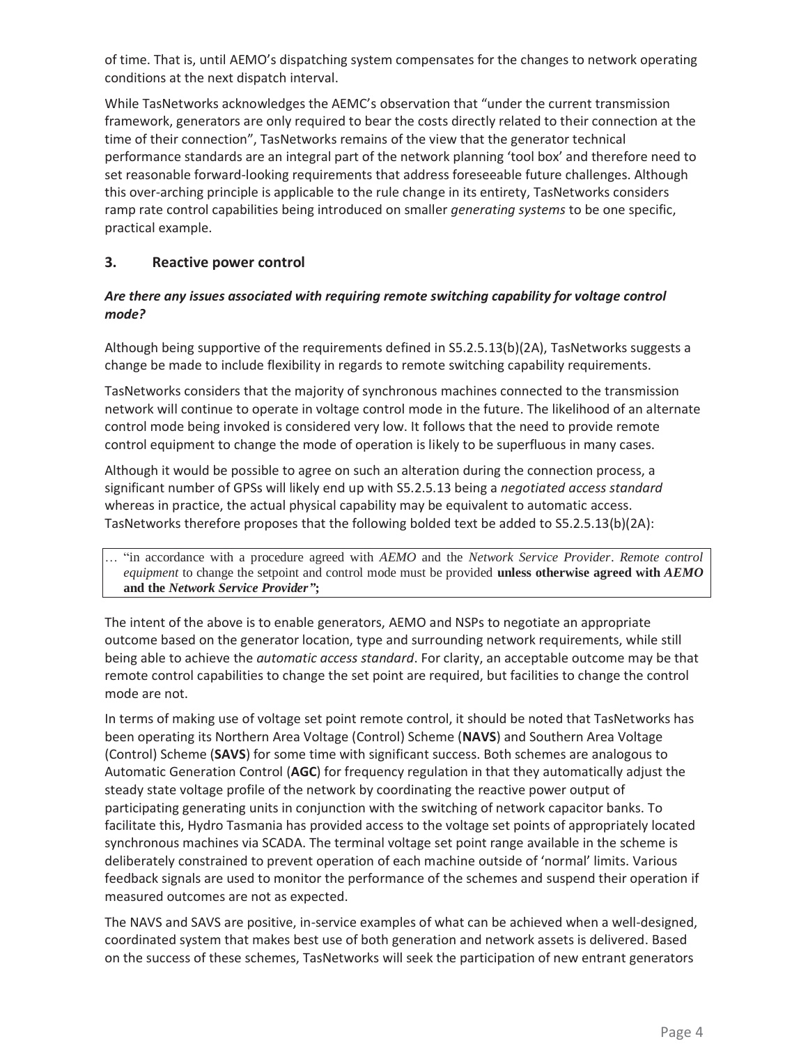of time. That is, until AEMO's dispatching system compensates for the changes to network operating conditions at the next dispatch interval.

While TasNetworks acknowledges the AEMC's observation that "under the current transmission framework, generators are only required to bear the costs directly related to their connection at the time of their connection", TasNetworks remains of the view that the generator technical performance standards are an integral part of the network planning 'tool box' and therefore need to set reasonable forward-looking requirements that address foreseeable future challenges. Although this over-arching principle is applicable to the rule change in its entirety, TasNetworks considers ramp rate control capabilities being introduced on smaller *generating systems* to be one specific, practical example.

## 3. Reactive power control

***Are there any issues associated with requiring remote switching capability for voltage control mode?***

Although being supportive of the requirements defined in S5.2.5.13(b)(2A), TasNetworks suggests a change be made to include flexibility in regards to remote switching capability requirements.

TasNetworks considers that the majority of synchronous machines connected to the transmission network will continue to operate in voltage control mode in the future. The likelihood of an alternate control mode being invoked is considered very low. It follows that the need to provide remote control equipment to change the mode of operation is likely to be superfluous in many cases.

Although it would be possible to agree on such an alteration during the connection process, a significant number of GPSs will likely end up with S5.2.5.13 being a *negotiated access standard* whereas in practice, the actual physical capability may be equivalent to automatic access. TasNetworks therefore proposes that the following bolded text be added to S5.2.5.13(b)(2A):

> … "in accordance with a procedure agreed with *AEMO* and the *Network Service Provider*. *Remote control equipment* to change the setpoint and control mode must be provided **unless otherwise agreed with *AEMO* and the *Network Service Provider*";**

The intent of the above is to enable generators, AEMO and NSPs to negotiate an appropriate outcome based on the generator location, type and surrounding network requirements, while still being able to achieve the *automatic access standard*. For clarity, an acceptable outcome may be that remote control capabilities to change the set point are required, but facilities to change the control mode are not.

In terms of making use of voltage set point remote control, it should be noted that TasNetworks has been operating its Northern Area Voltage (Control) Scheme (**NAVS**) and Southern Area Voltage (Control) Scheme (**SAVS**) for some time with significant success. Both schemes are analogous to Automatic Generation Control (**AGC**) for frequency regulation in that they automatically adjust the steady state voltage profile of the network by coordinating the reactive power output of participating generating units in conjunction with the switching of network capacitor banks. To facilitate this, Hydro Tasmania has provided access to the voltage set points of appropriately located synchronous machines via SCADA. The terminal voltage set point range available in the scheme is deliberately constrained to prevent operation of each machine outside of 'normal' limits. Various feedback signals are used to monitor the performance of the schemes and suspend their operation if measured outcomes are not as expected.

The NAVS and SAVS are positive, in-service examples of what can be achieved when a well-designed, coordinated system that makes best use of both generation and network assets is delivered. Based on the success of these schemes, TasNetworks will seek the participation of new entrant generators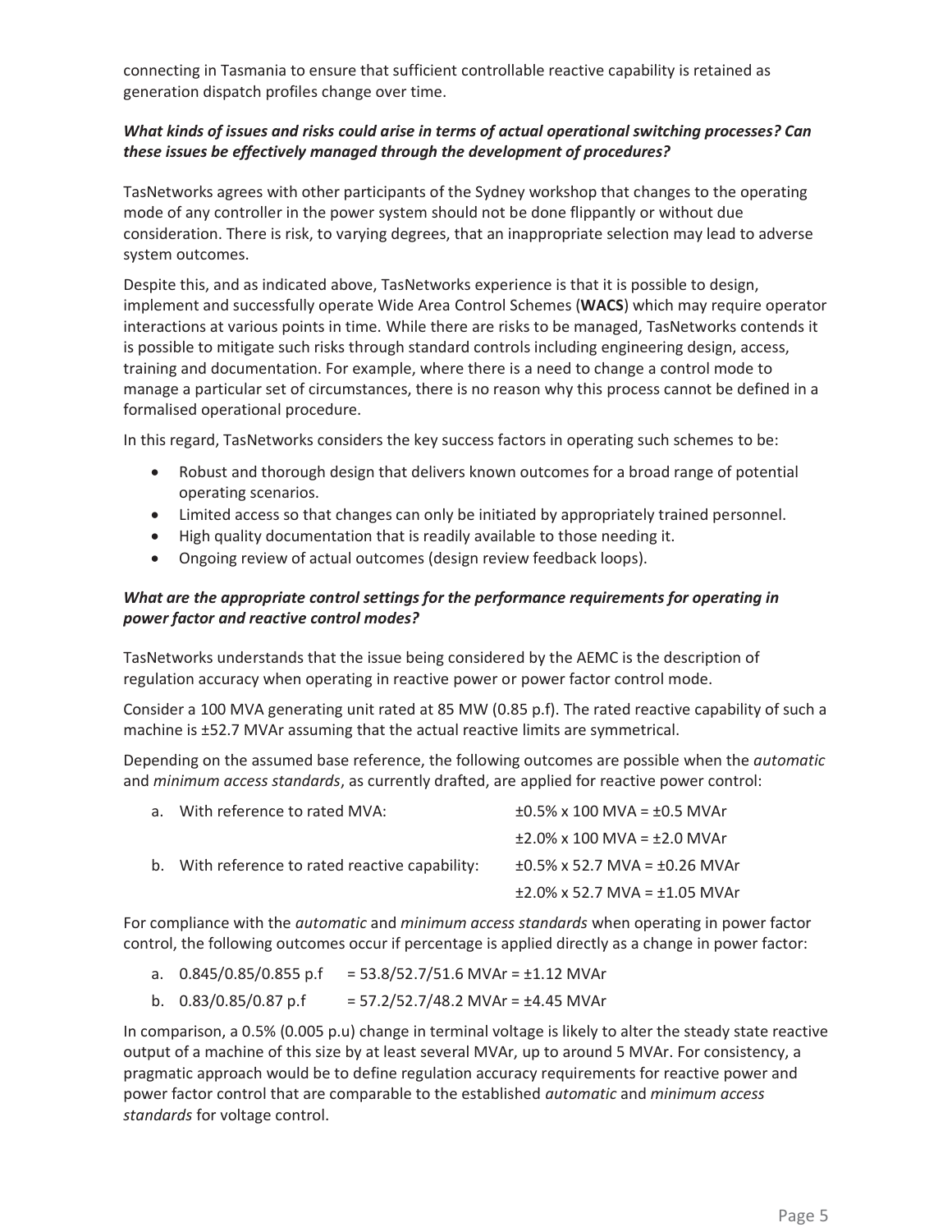connecting in Tasmania to ensure that sufficient controllable reactive capability is retained as generation dispatch profiles change over time.

***What kinds of issues and risks could arise in terms of actual operational switching processes? Can these issues be effectively managed through the development of procedures?***

TasNetworks agrees with other participants of the Sydney workshop that changes to the operating mode of any controller in the power system should not be done flippantly or without due consideration. There is risk, to varying degrees, that an inappropriate selection may lead to adverse system outcomes.

Despite this, and as indicated above, TasNetworks experience is that it is possible to design, implement and successfully operate Wide Area Control Schemes (**WACS**) which may require operator interactions at various points in time. While there are risks to be managed, TasNetworks contends it is possible to mitigate such risks through standard controls including engineering design, access, training and documentation. For example, where there is a need to change a control mode to manage a particular set of circumstances, there is no reason why this process cannot be defined in a formalised operational procedure.

In this regard, TasNetworks considers the key success factors in operating such schemes to be:

- Robust and thorough design that delivers known outcomes for a broad range of potential operating scenarios.
- Limited access so that changes can only be initiated by appropriately trained personnel.
- High quality documentation that is readily available to those needing it.
- Ongoing review of actual outcomes (design review feedback loops).

***What are the appropriate control settings for the performance requirements for operating in power factor and reactive control modes?***

TasNetworks understands that the issue being considered by the AEMC is the description of regulation accuracy when operating in reactive power or power factor control mode.

Consider a 100 MVA generating unit rated at 85 MW (0.85 p.f). The rated reactive capability of such a machine is ±52.7 MVAr assuming that the actual reactive limits are symmetrical.

Depending on the assumed base reference, the following outcomes are possible when the *automatic* and *minimum access standards*, as currently drafted, are applied for reactive power control:

a. With reference to rated MVA: ±0.5% x 100 MVA = ±0.5 MVAr
   ±2.0% x 100 MVA = ±2.0 MVAr

b. With reference to rated reactive capability: ±0.5% x 52.7 MVA = ±0.26 MVAr
   ±2.0% x 52.7 MVA = ±1.05 MVAr

For compliance with the *automatic* and *minimum access standards* when operating in power factor control, the following outcomes occur if percentage is applied directly as a change in power factor:

a. 0.845/0.85/0.855 p.f = 53.8/52.7/51.6 MVAr = ±1.12 MVAr

b. 0.83/0.85/0.87 p.f = 57.2/52.7/48.2 MVAr = ±4.45 MVAr

In comparison, a 0.5% (0.005 p.u) change in terminal voltage is likely to alter the steady state reactive output of a machine of this size by at least several MVAr, up to around 5 MVAr. For consistency, a pragmatic approach would be to define regulation accuracy requirements for reactive power and power factor control that are comparable to the established *automatic* and *minimum access standards* for voltage control.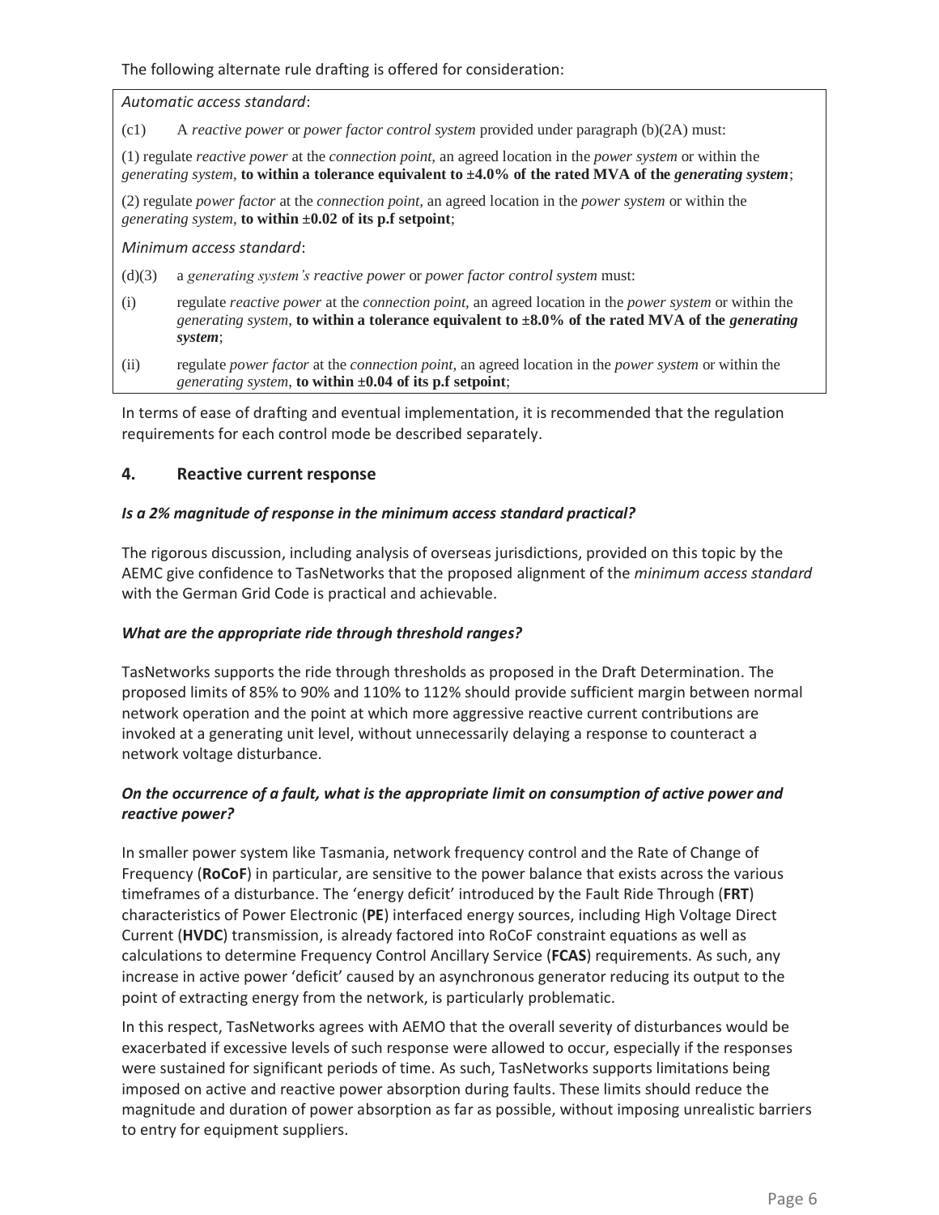The following alternate rule drafting is offered for consideration:

*Automatic access standard*:

(c1) A *reactive power* or *power factor control system* provided under paragraph (b)(2A) must:

(1) regulate *reactive power* at the *connection point*, an agreed location in the *power system* or within the *generating system*, **to within a tolerance equivalent to ±4.0% of the rated MVA of the *generating system***;

(2) regulate *power factor* at the *connection point*, an agreed location in the *power system* or within the *generating system*, **to within ±0.02 of its p.f setpoint**;

*Minimum access standard*:

(d)(3) a *generating system's reactive power* or *power factor control system* must:

(i) regulate *reactive power* at the *connection point*, an agreed location in the *power system* or within the *generating system*, **to within a tolerance equivalent to ±8.0% of the rated MVA of the *generating system***;

(ii) regulate *power factor* at the *connection point*, an agreed location in the *power system* or within the *generating system*, **to within ±0.04 of its p.f setpoint**;

In terms of ease of drafting and eventual implementation, it is recommended that the regulation requirements for each control mode be described separately.

## 4. Reactive current response

***Is a 2% magnitude of response in the minimum access standard practical?***

The rigorous discussion, including analysis of overseas jurisdictions, provided on this topic by the AEMC give confidence to TasNetworks that the proposed alignment of the *minimum access standard* with the German Grid Code is practical and achievable.

***What are the appropriate ride through threshold ranges?***

TasNetworks supports the ride through thresholds as proposed in the Draft Determination. The proposed limits of 85% to 90% and 110% to 112% should provide sufficient margin between normal network operation and the point at which more aggressive reactive current contributions are invoked at a generating unit level, without unnecessarily delaying a response to counteract a network voltage disturbance.

***On the occurrence of a fault, what is the appropriate limit on consumption of active power and reactive power?***

In smaller power system like Tasmania, network frequency control and the Rate of Change of Frequency (**RoCoF**) in particular, are sensitive to the power balance that exists across the various timeframes of a disturbance. The 'energy deficit' introduced by the Fault Ride Through (**FRT**) characteristics of Power Electronic (**PE**) interfaced energy sources, including High Voltage Direct Current (**HVDC**) transmission, is already factored into RoCoF constraint equations as well as calculations to determine Frequency Control Ancillary Service (**FCAS**) requirements. As such, any increase in active power 'deficit' caused by an asynchronous generator reducing its output to the point of extracting energy from the network, is particularly problematic.

In this respect, TasNetworks agrees with AEMO that the overall severity of disturbances would be exacerbated if excessive levels of such response were allowed to occur, especially if the responses were sustained for significant periods of time. As such, TasNetworks supports limitations being imposed on active and reactive power absorption during faults. These limits should reduce the magnitude and duration of power absorption as far as possible, without imposing unrealistic barriers to entry for equipment suppliers.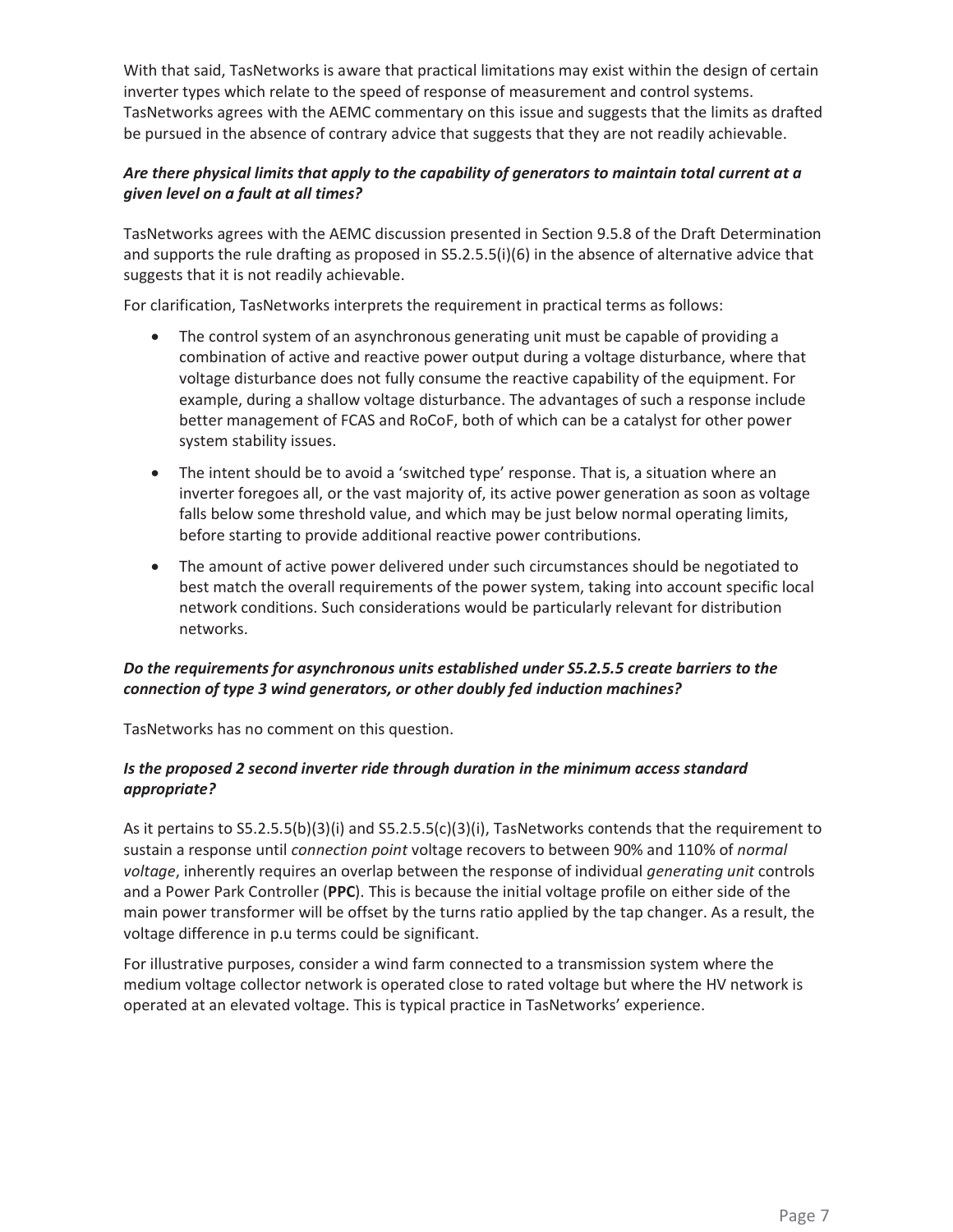With that said, TasNetworks is aware that practical limitations may exist within the design of certain inverter types which relate to the speed of response of measurement and control systems. TasNetworks agrees with the AEMC commentary on this issue and suggests that the limits as drafted be pursued in the absence of contrary advice that suggests that they are not readily achievable.

### *Are there physical limits that apply to the capability of generators to maintain total current at a given level on a fault at all times?*

TasNetworks agrees with the AEMC discussion presented in Section 9.5.8 of the Draft Determination and supports the rule drafting as proposed in S5.2.5.5(i)(6) in the absence of alternative advice that suggests that it is not readily achievable.

For clarification, TasNetworks interprets the requirement in practical terms as follows:

- The control system of an asynchronous generating unit must be capable of providing a combination of active and reactive power output during a voltage disturbance, where that voltage disturbance does not fully consume the reactive capability of the equipment. For example, during a shallow voltage disturbance. The advantages of such a response include better management of FCAS and RoCoF, both of which can be a catalyst for other power system stability issues.
- The intent should be to avoid a 'switched type' response. That is, a situation where an inverter foregoes all, or the vast majority of, its active power generation as soon as voltage falls below some threshold value, and which may be just below normal operating limits, before starting to provide additional reactive power contributions.
- The amount of active power delivered under such circumstances should be negotiated to best match the overall requirements of the power system, taking into account specific local network conditions. Such considerations would be particularly relevant for distribution networks.

### *Do the requirements for asynchronous units established under S5.2.5.5 create barriers to the connection of type 3 wind generators, or other doubly fed induction machines?*

TasNetworks has no comment on this question.

### *Is the proposed 2 second inverter ride through duration in the minimum access standard appropriate?*

As it pertains to S5.2.5.5(b)(3)(i) and S5.2.5.5(c)(3)(i), TasNetworks contends that the requirement to sustain a response until *connection point* voltage recovers to between 90% and 110% of *normal voltage*, inherently requires an overlap between the response of individual *generating unit* controls and a Power Park Controller (**PPC**). This is because the initial voltage profile on either side of the main power transformer will be offset by the turns ratio applied by the tap changer. As a result, the voltage difference in p.u terms could be significant.

For illustrative purposes, consider a wind farm connected to a transmission system where the medium voltage collector network is operated close to rated voltage but where the HV network is operated at an elevated voltage. This is typical practice in TasNetworks' experience.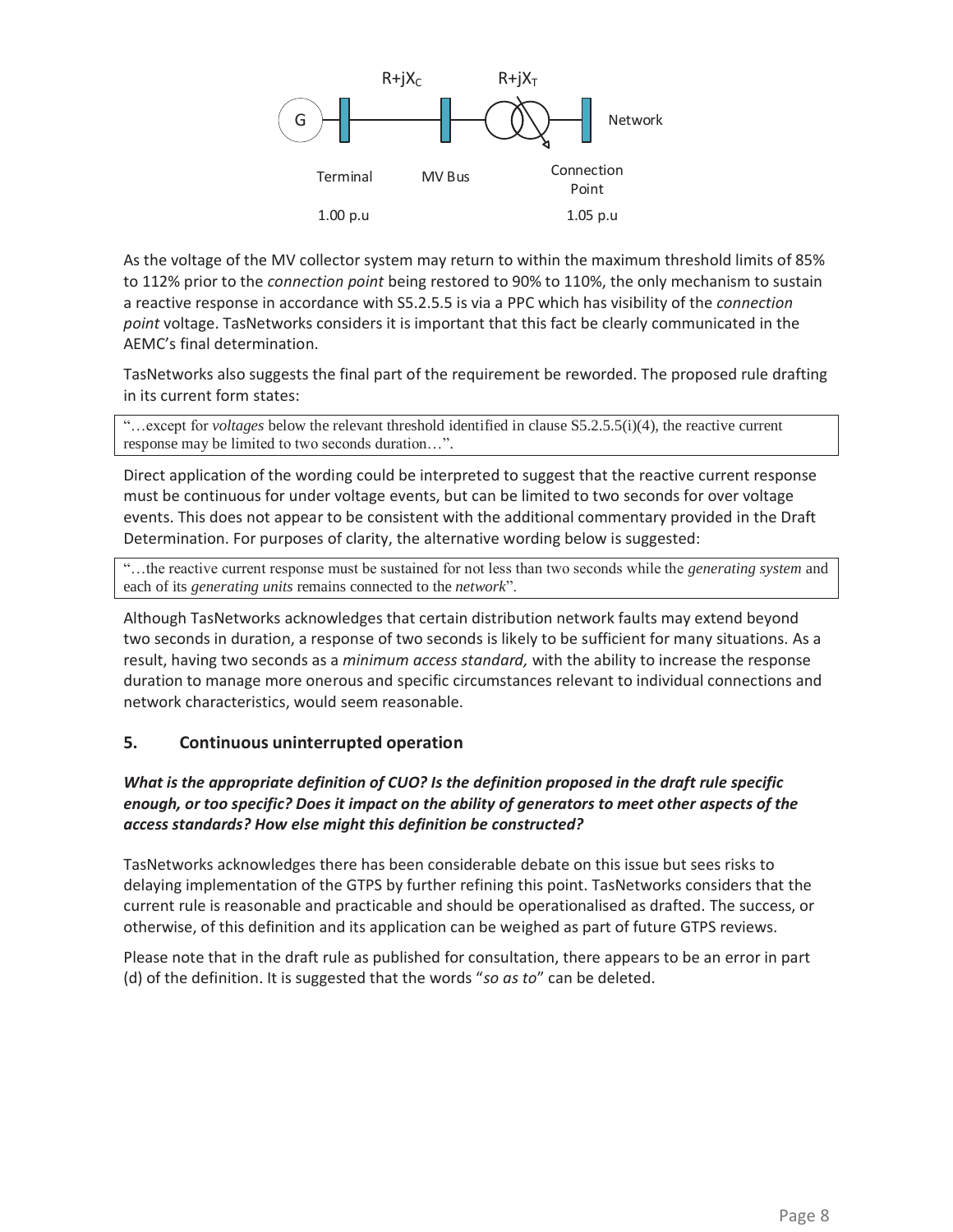$R+jX_C$ $R+jX_T$

G — Terminal — MV Bus — Connection Point — Network

Terminal 1.00 p.u  Connection Point 1.05 p.u

As the voltage of the MV collector system may return to within the maximum threshold limits of 85% to 112% prior to the *connection point* being restored to 90% to 110%, the only mechanism to sustain a reactive response in accordance with S5.2.5.5 is via a PPC which has visibility of the *connection point* voltage. TasNetworks considers it is important that this fact be clearly communicated in the AEMC's final determination.

TasNetworks also suggests the final part of the requirement be reworded. The proposed rule drafting in its current form states:

> "…except for *voltages* below the relevant threshold identified in clause S5.2.5.5(i)(4), the reactive current response may be limited to two seconds duration…".

Direct application of the wording could be interpreted to suggest that the reactive current response must be continuous for under voltage events, but can be limited to two seconds for over voltage events. This does not appear to be consistent with the additional commentary provided in the Draft Determination. For purposes of clarity, the alternative wording below is suggested:

> "…the reactive current response must be sustained for not less than two seconds while the *generating system* and each of its *generating units* remains connected to the *network*".

Although TasNetworks acknowledges that certain distribution network faults may extend beyond two seconds in duration, a response of two seconds is likely to be sufficient for many situations. As a result, having two seconds as a *minimum access standard,* with the ability to increase the response duration to manage more onerous and specific circumstances relevant to individual connections and network characteristics, would seem reasonable.

## 5. Continuous uninterrupted operation

***What is the appropriate definition of CUO? Is the definition proposed in the draft rule specific enough, or too specific? Does it impact on the ability of generators to meet other aspects of the access standards? How else might this definition be constructed?***

TasNetworks acknowledges there has been considerable debate on this issue but sees risks to delaying implementation of the GTPS by further refining this point. TasNetworks considers that the current rule is reasonable and practicable and should be operationalised as drafted. The success, or otherwise, of this definition and its application can be weighed as part of future GTPS reviews.

Please note that in the draft rule as published for consultation, there appears to be an error in part (d) of the definition. It is suggested that the words "*so as to*" can be deleted.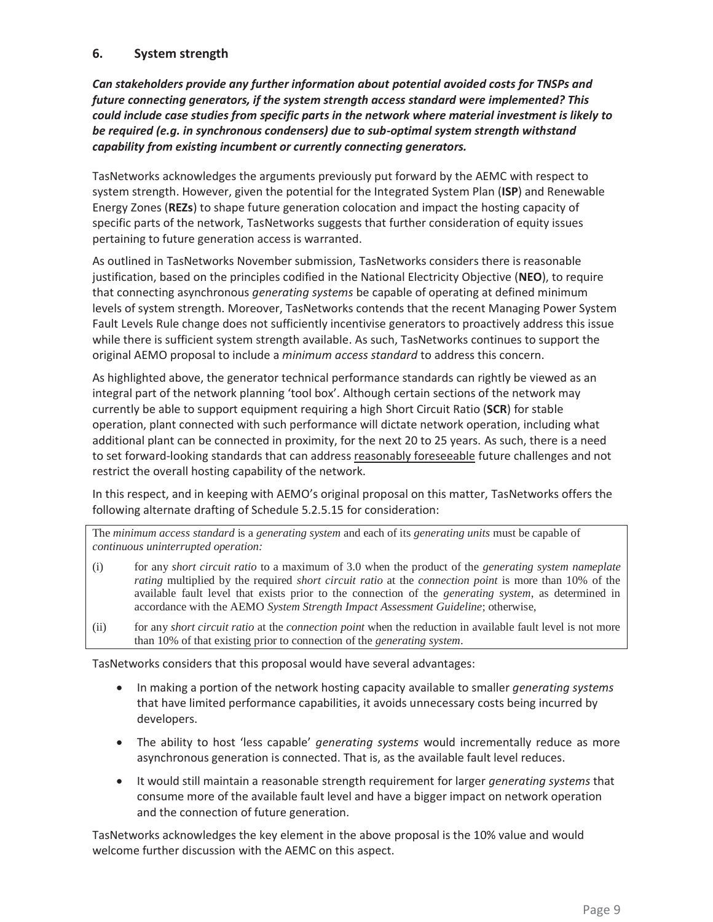## 6. System strength

***Can stakeholders provide any further information about potential avoided costs for TNSPs and future connecting generators, if the system strength access standard were implemented? This could include case studies from specific parts in the network where material investment is likely to be required (e.g. in synchronous condensers) due to sub-optimal system strength withstand capability from existing incumbent or currently connecting generators.***

TasNetworks acknowledges the arguments previously put forward by the AEMC with respect to system strength. However, given the potential for the Integrated System Plan (**ISP**) and Renewable Energy Zones (**REZs**) to shape future generation colocation and impact the hosting capacity of specific parts of the network, TasNetworks suggests that further consideration of equity issues pertaining to future generation access is warranted.

As outlined in TasNetworks November submission, TasNetworks considers there is reasonable justification, based on the principles codified in the National Electricity Objective (**NEO**), to require that connecting asynchronous *generating systems* be capable of operating at defined minimum levels of system strength. Moreover, TasNetworks contends that the recent Managing Power System Fault Levels Rule change does not sufficiently incentivise generators to proactively address this issue while there is sufficient system strength available. As such, TasNetworks continues to support the original AEMO proposal to include a *minimum access standard* to address this concern.

As highlighted above, the generator technical performance standards can rightly be viewed as an integral part of the network planning 'tool box'. Although certain sections of the network may currently be able to support equipment requiring a high Short Circuit Ratio (**SCR**) for stable operation, plant connected with such performance will dictate network operation, including what additional plant can be connected in proximity, for the next 20 to 25 years. As such, there is a need to set forward-looking standards that can address reasonably foreseeable future challenges and not restrict the overall hosting capability of the network.

In this respect, and in keeping with AEMO's original proposal on this matter, TasNetworks offers the following alternate drafting of Schedule 5.2.5.15 for consideration:

> The *minimum access standard* is a *generating system* and each of its *generating units* must be capable of *continuous uninterrupted operation:*
>
> (i) for any *short circuit ratio* to a maximum of 3.0 when the product of the *generating system nameplate rating* multiplied by the required *short circuit ratio* at the *connection point* is more than 10% of the available fault level that exists prior to the connection of the *generating system*, as determined in accordance with the AEMO *System Strength Impact Assessment Guideline*; otherwise,
>
> (ii) for any *short circuit ratio* at the *connection point* when the reduction in available fault level is not more than 10% of that existing prior to connection of the *generating system*.

TasNetworks considers that this proposal would have several advantages:

- In making a portion of the network hosting capacity available to smaller *generating systems* that have limited performance capabilities, it avoids unnecessary costs being incurred by developers.
- The ability to host 'less capable' *generating systems* would incrementally reduce as more asynchronous generation is connected. That is, as the available fault level reduces.
- It would still maintain a reasonable strength requirement for larger *generating systems* that consume more of the available fault level and have a bigger impact on network operation and the connection of future generation.

TasNetworks acknowledges the key element in the above proposal is the 10% value and would welcome further discussion with the AEMC on this aspect.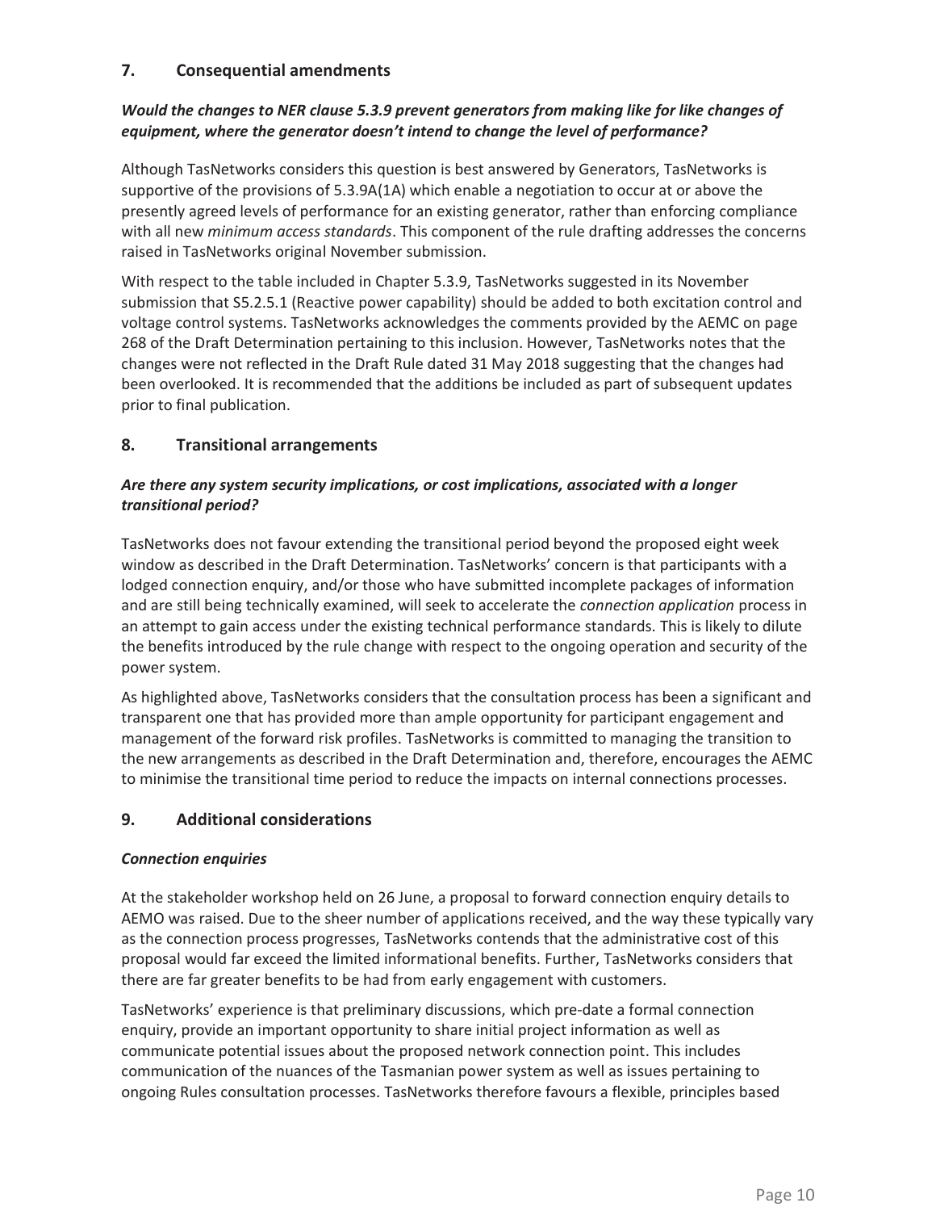## 7. Consequential amendments

***Would the changes to NER clause 5.3.9 prevent generators from making like for like changes of equipment, where the generator doesn't intend to change the level of performance?***

Although TasNetworks considers this question is best answered by Generators, TasNetworks is supportive of the provisions of 5.3.9A(1A) which enable a negotiation to occur at or above the presently agreed levels of performance for an existing generator, rather than enforcing compliance with all new *minimum access standards*. This component of the rule drafting addresses the concerns raised in TasNetworks original November submission.

With respect to the table included in Chapter 5.3.9, TasNetworks suggested in its November submission that S5.2.5.1 (Reactive power capability) should be added to both excitation control and voltage control systems. TasNetworks acknowledges the comments provided by the AEMC on page 268 of the Draft Determination pertaining to this inclusion. However, TasNetworks notes that the changes were not reflected in the Draft Rule dated 31 May 2018 suggesting that the changes had been overlooked. It is recommended that the additions be included as part of subsequent updates prior to final publication.

## 8. Transitional arrangements

***Are there any system security implications, or cost implications, associated with a longer transitional period?***

TasNetworks does not favour extending the transitional period beyond the proposed eight week window as described in the Draft Determination. TasNetworks' concern is that participants with a lodged connection enquiry, and/or those who have submitted incomplete packages of information and are still being technically examined, will seek to accelerate the *connection application* process in an attempt to gain access under the existing technical performance standards. This is likely to dilute the benefits introduced by the rule change with respect to the ongoing operation and security of the power system.

As highlighted above, TasNetworks considers that the consultation process has been a significant and transparent one that has provided more than ample opportunity for participant engagement and management of the forward risk profiles. TasNetworks is committed to managing the transition to the new arrangements as described in the Draft Determination and, therefore, encourages the AEMC to minimise the transitional time period to reduce the impacts on internal connections processes.

## 9. Additional considerations

***Connection enquiries***

At the stakeholder workshop held on 26 June, a proposal to forward connection enquiry details to AEMO was raised. Due to the sheer number of applications received, and the way these typically vary as the connection process progresses, TasNetworks contends that the administrative cost of this proposal would far exceed the limited informational benefits. Further, TasNetworks considers that there are far greater benefits to be had from early engagement with customers.

TasNetworks' experience is that preliminary discussions, which pre-date a formal connection enquiry, provide an important opportunity to share initial project information as well as communicate potential issues about the proposed network connection point. This includes communication of the nuances of the Tasmanian power system as well as issues pertaining to ongoing Rules consultation processes. TasNetworks therefore favours a flexible, principles based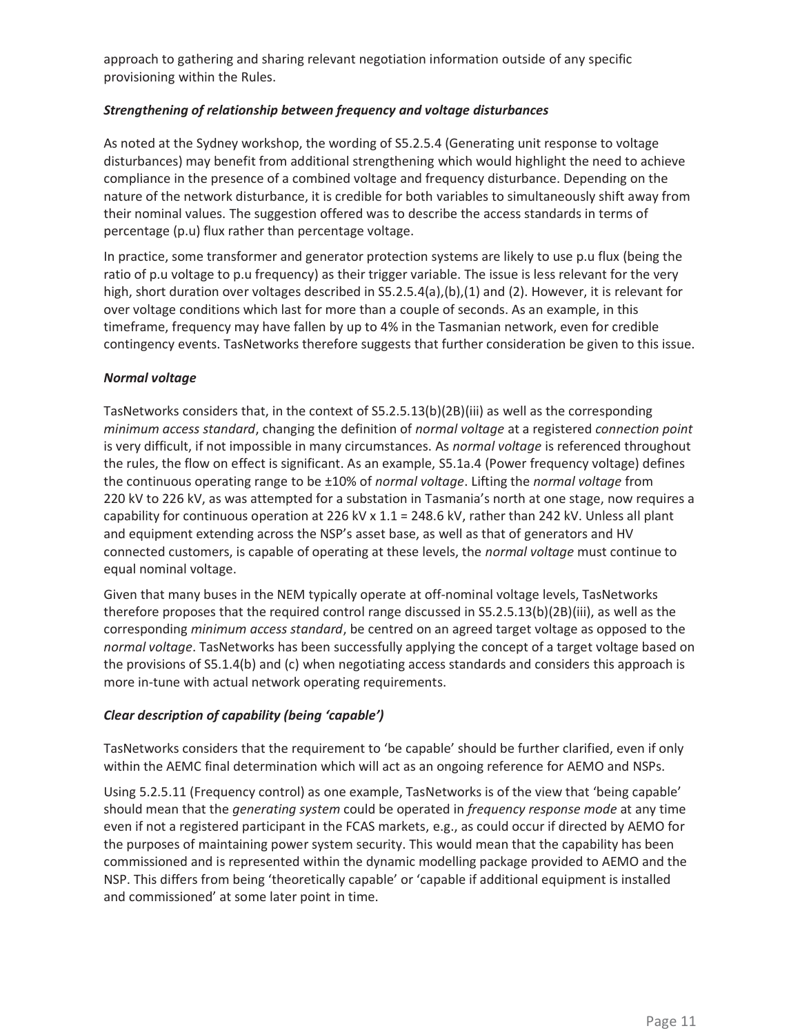approach to gathering and sharing relevant negotiation information outside of any specific provisioning within the Rules.

### ***Strengthening of relationship between frequency and voltage disturbances***

As noted at the Sydney workshop, the wording of S5.2.5.4 (Generating unit response to voltage disturbances) may benefit from additional strengthening which would highlight the need to achieve compliance in the presence of a combined voltage and frequency disturbance. Depending on the nature of the network disturbance, it is credible for both variables to simultaneously shift away from their nominal values. The suggestion offered was to describe the access standards in terms of percentage (p.u) flux rather than percentage voltage.

In practice, some transformer and generator protection systems are likely to use p.u flux (being the ratio of p.u voltage to p.u frequency) as their trigger variable. The issue is less relevant for the very high, short duration over voltages described in S5.2.5.4(a),(b),(1) and (2). However, it is relevant for over voltage conditions which last for more than a couple of seconds. As an example, in this timeframe, frequency may have fallen by up to 4% in the Tasmanian network, even for credible contingency events. TasNetworks therefore suggests that further consideration be given to this issue.

### ***Normal voltage***

TasNetworks considers that, in the context of S5.2.5.13(b)(2B)(iii) as well as the corresponding *minimum access standard*, changing the definition of *normal voltage* at a registered *connection point* is very difficult, if not impossible in many circumstances. As *normal voltage* is referenced throughout the rules, the flow on effect is significant. As an example, S5.1a.4 (Power frequency voltage) defines the continuous operating range to be ±10% of *normal voltage*. Lifting the *normal voltage* from 220 kV to 226 kV, as was attempted for a substation in Tasmania's north at one stage, now requires a capability for continuous operation at 226 kV x 1.1 = 248.6 kV, rather than 242 kV. Unless all plant and equipment extending across the NSP's asset base, as well as that of generators and HV connected customers, is capable of operating at these levels, the *normal voltage* must continue to equal nominal voltage.

Given that many buses in the NEM typically operate at off-nominal voltage levels, TasNetworks therefore proposes that the required control range discussed in S5.2.5.13(b)(2B)(iii), as well as the corresponding *minimum access standard*, be centred on an agreed target voltage as opposed to the *normal voltage*. TasNetworks has been successfully applying the concept of a target voltage based on the provisions of S5.1.4(b) and (c) when negotiating access standards and considers this approach is more in-tune with actual network operating requirements.

### ***Clear description of capability (being 'capable')***

TasNetworks considers that the requirement to 'be capable' should be further clarified, even if only within the AEMC final determination which will act as an ongoing reference for AEMO and NSPs.

Using 5.2.5.11 (Frequency control) as one example, TasNetworks is of the view that 'being capable' should mean that the *generating system* could be operated in *frequency response mode* at any time even if not a registered participant in the FCAS markets, e.g., as could occur if directed by AEMO for the purposes of maintaining power system security. This would mean that the capability has been commissioned and is represented within the dynamic modelling package provided to AEMO and the NSP. This differs from being 'theoretically capable' or 'capable if additional equipment is installed and commissioned' at some later point in time.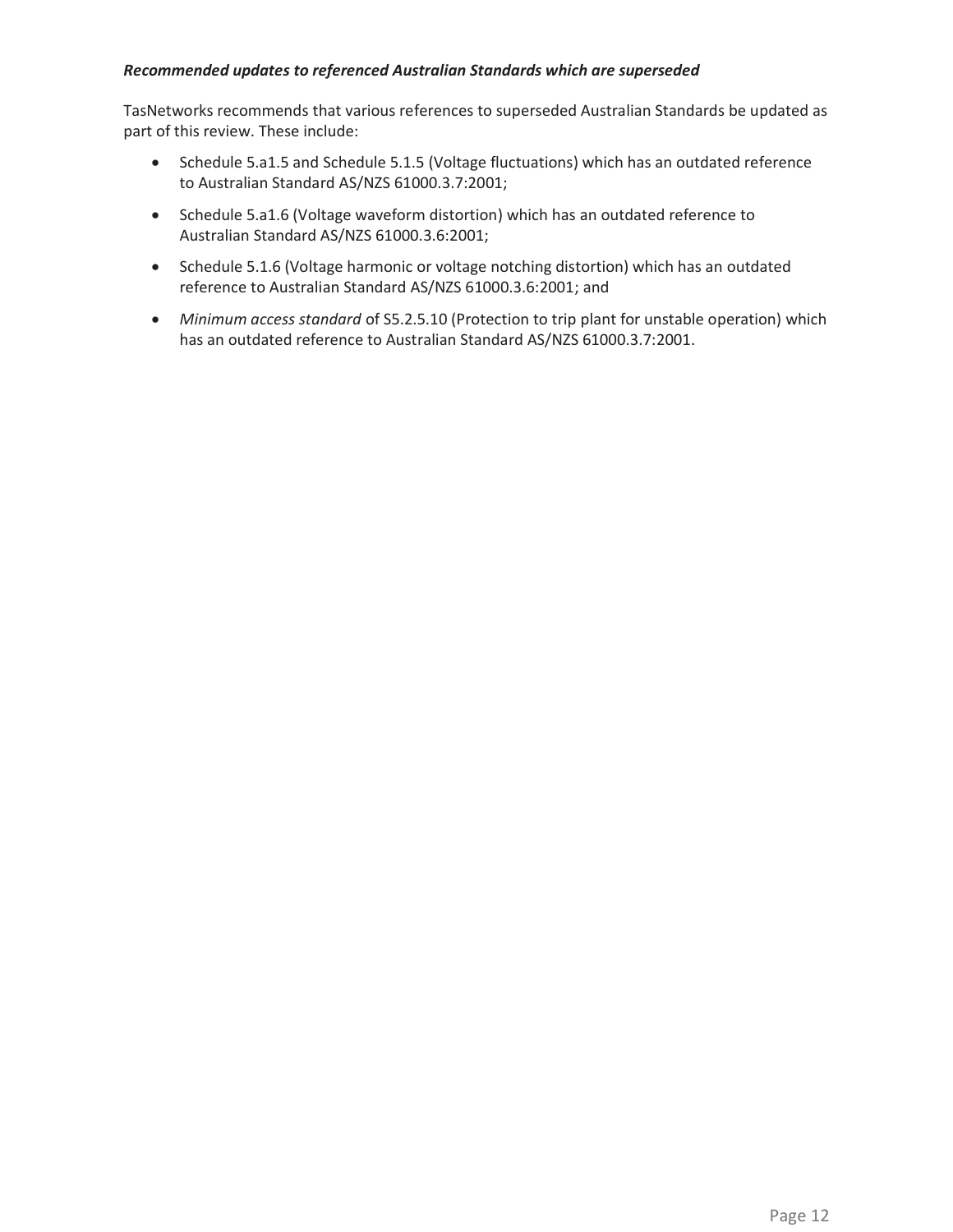***Recommended updates to referenced Australian Standards which are superseded***

TasNetworks recommends that various references to superseded Australian Standards be updated as part of this review. These include:

- Schedule 5.a1.5 and Schedule 5.1.5 (Voltage fluctuations) which has an outdated reference to Australian Standard AS/NZS 61000.3.7:2001;
- Schedule 5.a1.6 (Voltage waveform distortion) which has an outdated reference to Australian Standard AS/NZS 61000.3.6:2001;
- Schedule 5.1.6 (Voltage harmonic or voltage notching distortion) which has an outdated reference to Australian Standard AS/NZS 61000.3.6:2001; and
- *Minimum access standard* of S5.2.5.10 (Protection to trip plant for unstable operation) which has an outdated reference to Australian Standard AS/NZS 61000.3.7:2001.